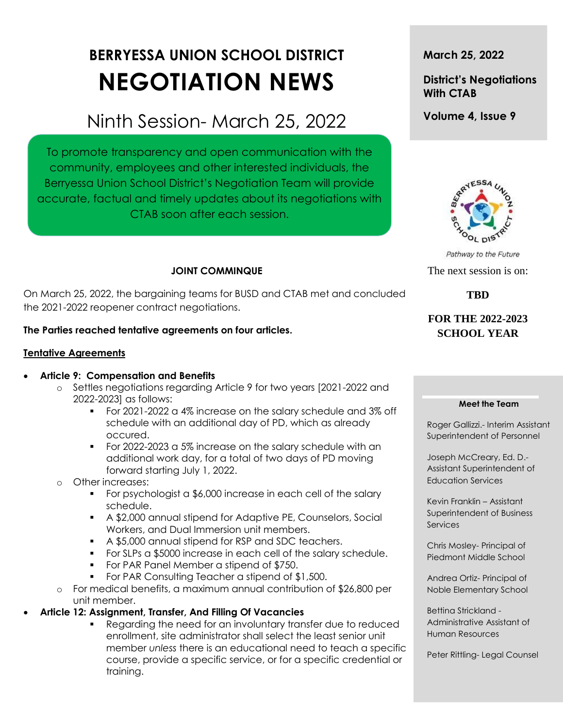# BERRYESSA UNION SCHOOL DISTRICT

# NEGOTIATION NEWS

## Ninth Session- March 25, 2022

To promote transparency and open communication with the community, employees and other interested individuals, the Berryessa Union School District's Negotiation Team will provide accurate, factual and timely updates about its negotiations with CTAB soon after each session.

**March 25, 2022**

**District's Negotiations With CTAB**

**Volume 4, Issue 9**

Pathway to the Future

The next session is on:

**TBD**

**FOR THE 2022-2023 SCHOOL YEAR**

### JOINT COMMINQUE

On March 25, 2022, the bargaining teams for BUSD and CTAB met and concluded the 2021-2022 reopener contract negotiations.

**The Parties reached tentative agreements on four articles.**

**Tentative Agreements**

- **Article 9: Compensation and Benefits**
  - Settles negotiations regarding Article 9 for two years [2021-2022 and 2022-2023] as follows:
    - For 2021-2022 a 4% increase on the salary schedule and 3% off schedule with an additional day of PD, which as already occured.
    - For 2022-2023 a 5% increase on the salary schedule with an additional work day, for a total of two days of PD moving forward starting July 1, 2022.
  - Other increases:
    - For psychologist a $6,000 increase in each cell of the salary schedule.
    - A $2,000 annual stipend for Adaptive PE, Counselors, Social Workers, and Dual Immersion unit members.
    - A $5,000 annual stipend for RSP and SDC teachers.
    - For SLPs a $5000 increase in each cell of the salary schedule.
    - For PAR Panel Member a stipend of $750.
    - For PAR Consulting Teacher a stipend of $1,500.
  - For medical benefits, a maximum annual contribution of $26,800 per unit member.
- **Article 12: Assignment, Transfer, And Filling Of Vacancies**
  - Regarding the need for an involuntary transfer due to reduced enrollment, site administrator shall select the least senior unit member *unless* there is an educational need to teach a specific course, provide a specific service, or for a specific credential or training.

**Meet the Team**

Roger Gallizzi.- Interim Assistant Superintendent of Personnel

Joseph McCreary, Ed. D.- Assistant Superintendent of Education Services

Kevin Franklin – Assistant Superintendent of Business Services

Chris Mosley- Principal of Piedmont Middle School

Andrea Ortiz- Principal of Noble Elementary School

Bettina Strickland - Administrative Assistant of Human Resources

Peter Rittling- Legal Counsel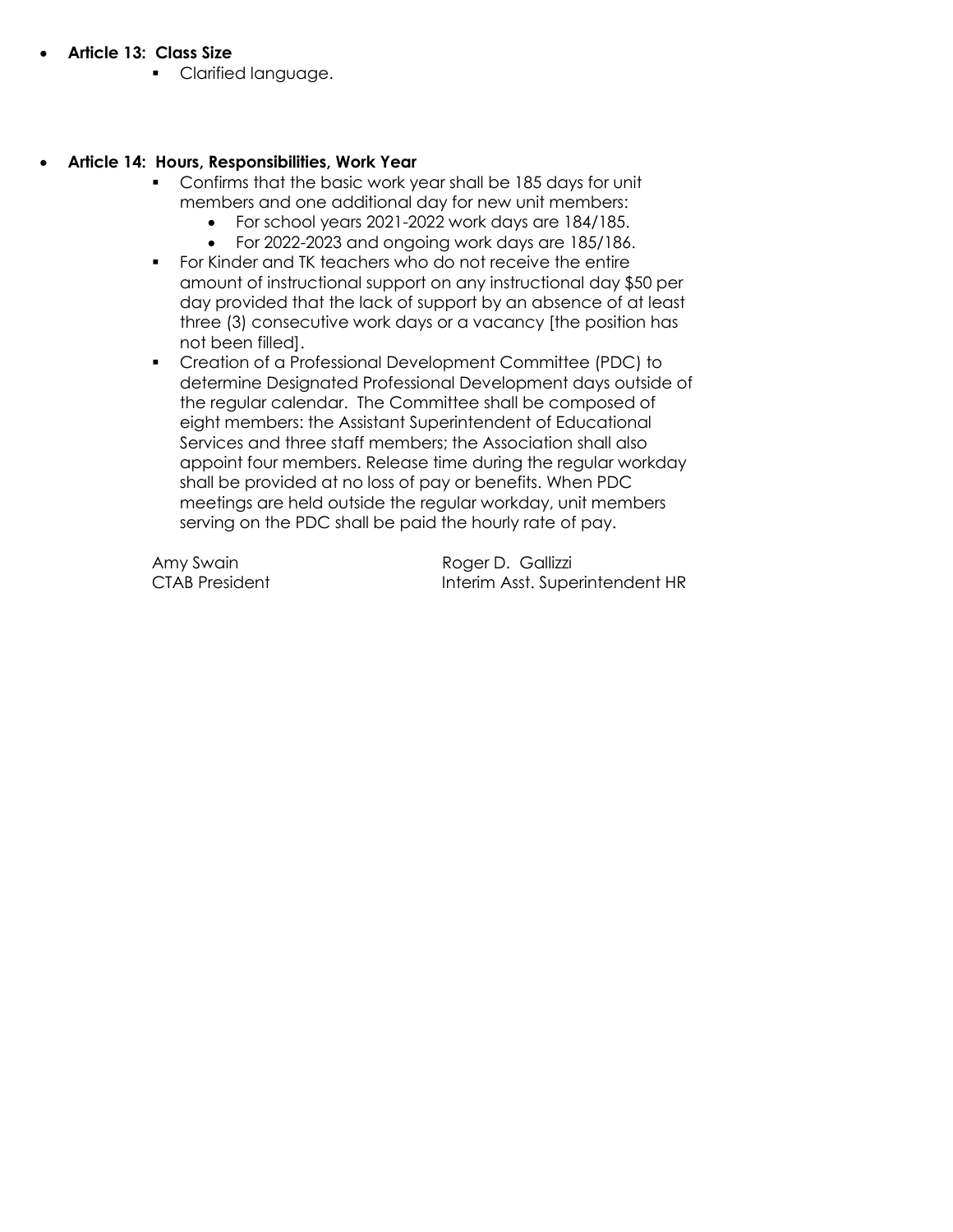- **Article 13: Class Size**
  - Clarified language.

- **Article 14: Hours, Responsibilities, Work Year**
  - Confirms that the basic work year shall be 185 days for unit members and one additional day for new unit members:
    - For school years 2021-2022 work days are 184/185.
    - For 2022-2023 and ongoing work days are 185/186.
  - For Kinder and TK teachers who do not receive the entire amount of instructional support on any instructional day $50 per day provided that the lack of support by an absence of at least three (3) consecutive work days or a vacancy [the position has not been filled].
  - Creation of a Professional Development Committee (PDC) to determine Designated Professional Development days outside of the regular calendar. The Committee shall be composed of eight members: the Assistant Superintendent of Educational Services and three staff members; the Association shall also appoint four members. Release time during the regular workday shall be provided at no loss of pay or benefits. When PDC meetings are held outside the regular workday, unit members serving on the PDC shall be paid the hourly rate of pay.

Amy Swain
CTAB President

Roger D. Gallizzi
Interim Asst. Superintendent HR